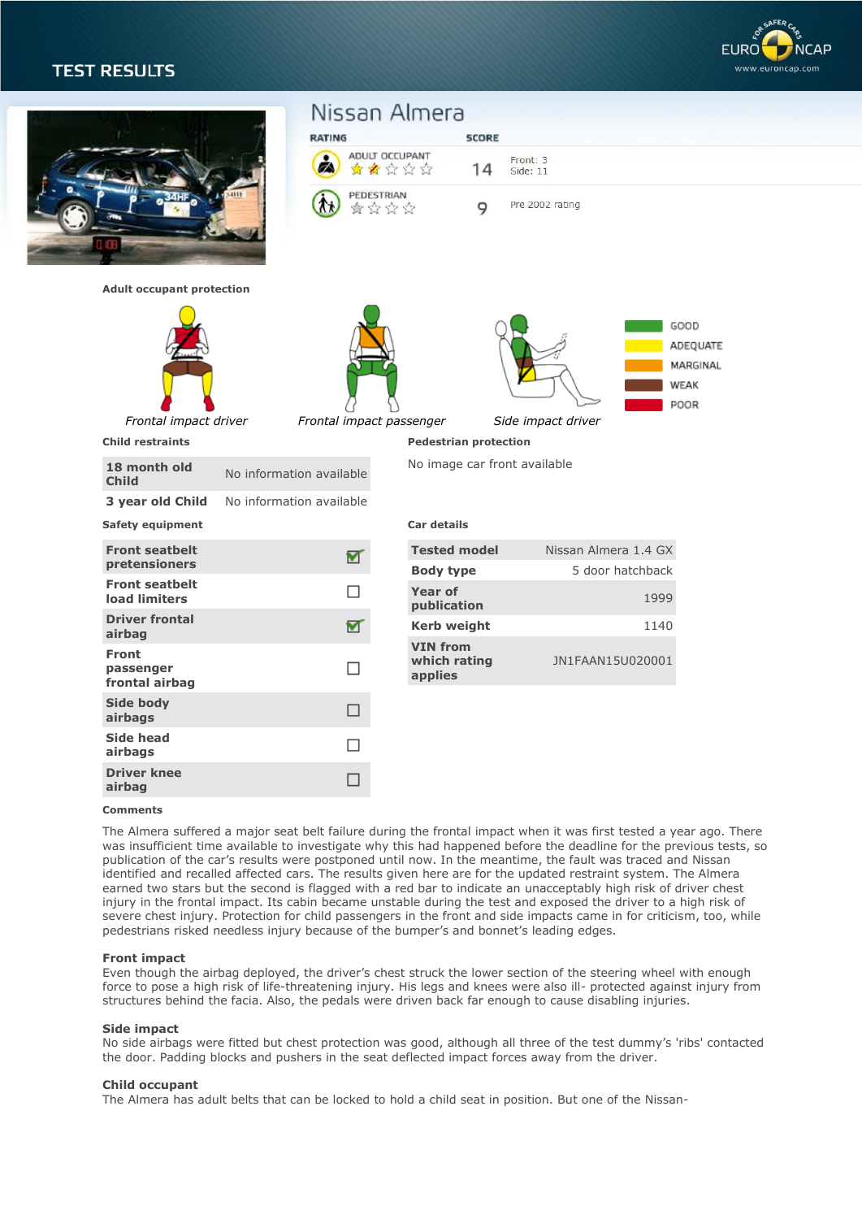# TEST RESULTS

## Nissan Almera

| RATING | | SCORE | |
|---|---|---|---|
| ADULT OCCUPANT | ★★☆☆☆ | 14 | Front: 3<br>Side: 11 |
| PEDESTRIAN | ☆☆☆☆ | 9 | Pre 2002 rating |

### Adult occupant protection

*Frontal impact driver* — *Frontal impact passenger* — *Side impact driver*

GOOD / ADEQUATE / MARGINAL / WEAK / POOR

### Child restraints

| | |
|---|---|
| **18 month old Child** | No information available |
| **3 year old Child** | No information available |

### Pedestrian protection

No image car front available

### Safety equipment

| | |
|---|---|
| **Front seatbelt pretensioners** | ☑ |
| **Front seatbelt load limiters** | ☐ |
| **Driver frontal airbag** | ☑ |
| **Front passenger frontal airbag** | ☐ |
| **Side body airbags** | ☐ |
| **Side head airbags** | ☐ |
| **Driver knee airbag** | ☐ |

### Car details

| | |
|---|---|
| **Tested model** | Nissan Almera 1.4 GX |
| **Body type** | 5 door hatchback |
| **Year of publication** | 1999 |
| **Kerb weight** | 1140 |
| **VIN from which rating applies** | JN1FAAN15U020001 |

### Comments

The Almera suffered a major seat belt failure during the frontal impact when it was first tested a year ago. There was insufficient time available to investigate why this had happened before the deadline for the previous tests, so publication of the car's results were postponed until now. In the meantime, the fault was traced and Nissan identified and recalled affected cars. The results given here are for the updated restraint system. The Almera earned two stars but the second is flagged with a red bar to indicate an unacceptably high risk of driver chest injury in the frontal impact. Its cabin became unstable during the test and exposed the driver to a high risk of severe chest injury. Protection for child passengers in the front and side impacts came in for criticism, too, while pedestrians risked needless injury because of the bumper's and bonnet's leading edges.

**Front impact**
Even though the airbag deployed, the driver's chest struck the lower section of the steering wheel with enough force to pose a high risk of life-threatening injury. His legs and knees were also ill- protected against injury from structures behind the facia. Also, the pedals were driven back far enough to cause disabling injuries.

**Side impact**
No side airbags were fitted but chest protection was good, although all three of the test dummy's 'ribs' contacted the door. Padding blocks and pushers in the seat deflected impact forces away from the driver.

**Child occupant**
The Almera has adult belts that can be locked to hold a child seat in position. But one of the Nissan-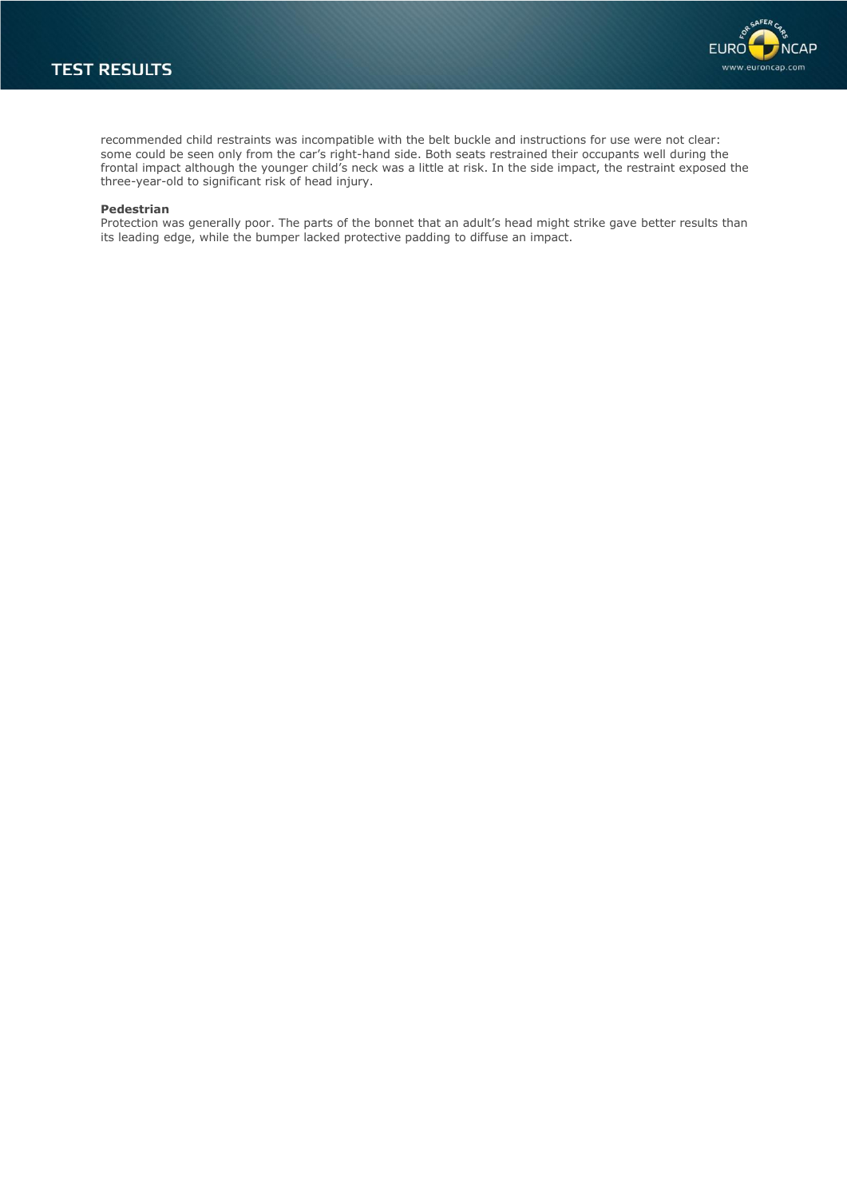recommended child restraints was incompatible with the belt buckle and instructions for use were not clear: some could be seen only from the car's right-hand side. Both seats restrained their occupants well during the frontal impact although the younger child's neck was a little at risk. In the side impact, the restraint exposed the three-year-old to significant risk of head injury.

**Pedestrian**

Protection was generally poor. The parts of the bonnet that an adult's head might strike gave better results than its leading edge, while the bumper lacked protective padding to diffuse an impact.